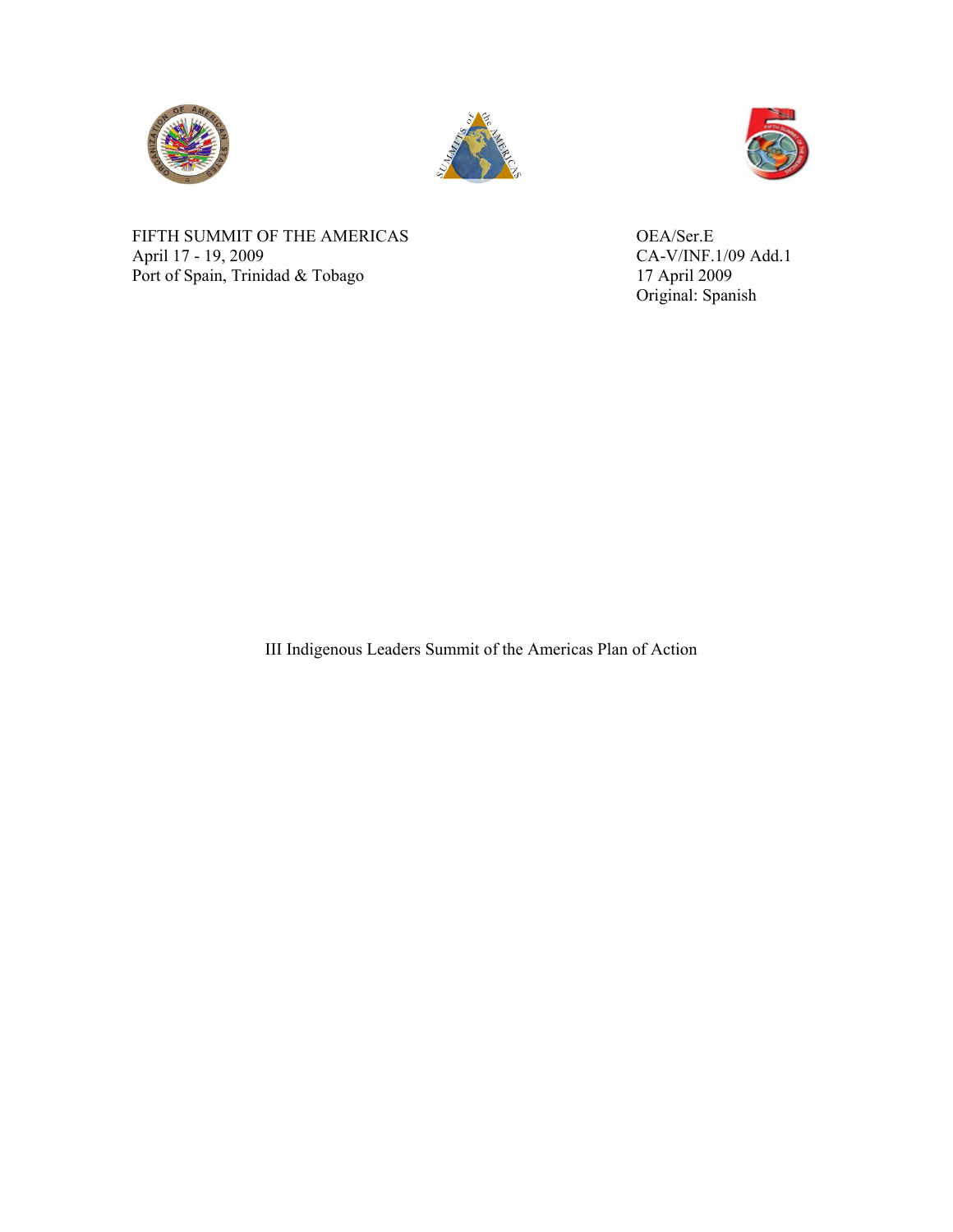FIFTH SUMMIT OF THE AMERICAS
April 17 - 19, 2009
Port of Spain, Trinidad & Tobago

OEA/Ser.E
CA-V/INF.1/09 Add.1
17 April 2009
Original: Spanish

# III Indigenous Leaders Summit of the Americas Plan of Action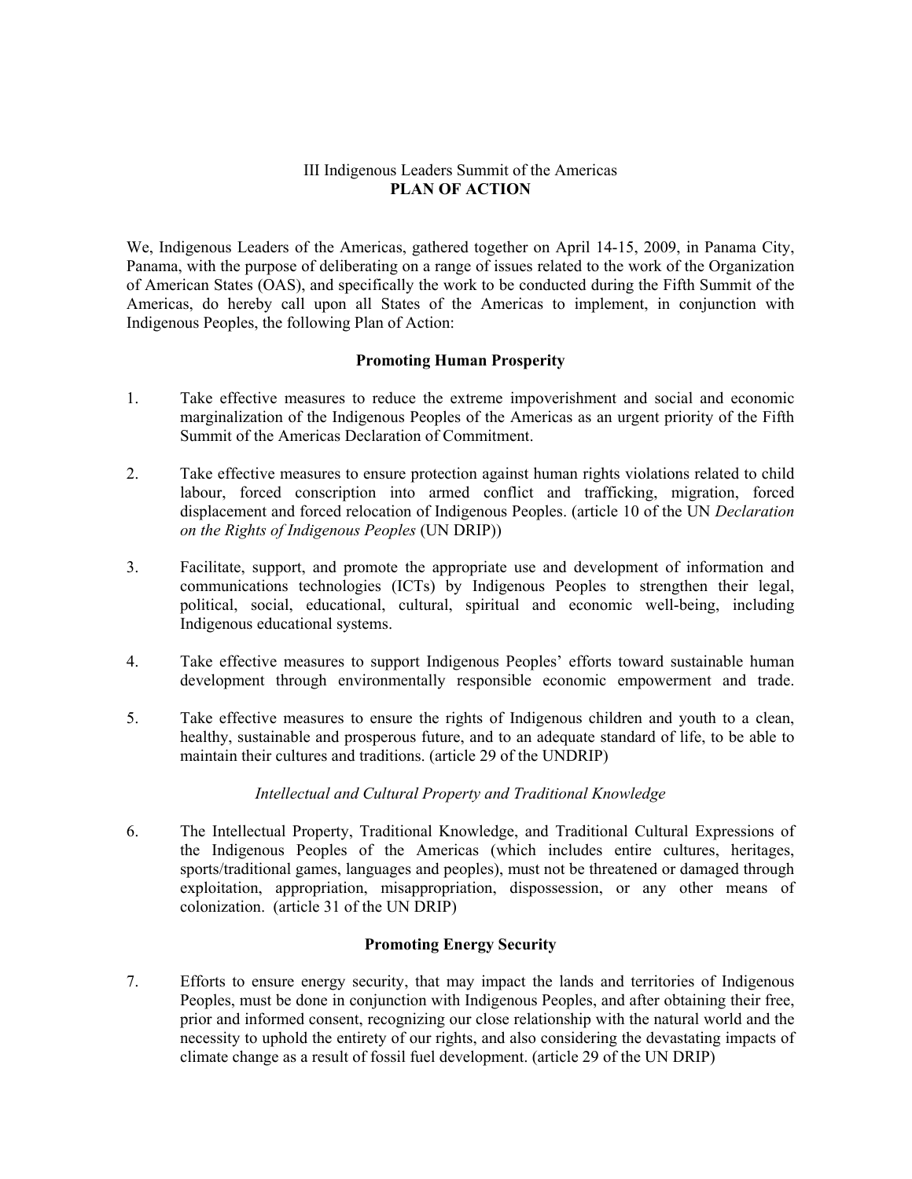III Indigenous Leaders Summit of the Americas
**PLAN OF ACTION**

We, Indigenous Leaders of the Americas, gathered together on April 14-15, 2009, in Panama City, Panama, with the purpose of deliberating on a range of issues related to the work of the Organization of American States (OAS), and specifically the work to be conducted during the Fifth Summit of the Americas, do hereby call upon all States of the Americas to implement, in conjunction with Indigenous Peoples, the following Plan of Action:

## Promoting Human Prosperity

1. Take effective measures to reduce the extreme impoverishment and social and economic marginalization of the Indigenous Peoples of the Americas as an urgent priority of the Fifth Summit of the Americas Declaration of Commitment.

2. Take effective measures to ensure protection against human rights violations related to child labour, forced conscription into armed conflict and trafficking, migration, forced displacement and forced relocation of Indigenous Peoples. (article 10 of the UN *Declaration on the Rights of Indigenous Peoples* (UN DRIP))

3. Facilitate, support, and promote the appropriate use and development of information and communications technologies (ICTs) by Indigenous Peoples to strengthen their legal, political, social, educational, cultural, spiritual and economic well-being, including Indigenous educational systems.

4. Take effective measures to support Indigenous Peoples' efforts toward sustainable human development through environmentally responsible economic empowerment and trade.

5. Take effective measures to ensure the rights of Indigenous children and youth to a clean, healthy, sustainable and prosperous future, and to an adequate standard of life, to be able to maintain their cultures and traditions. (article 29 of the UNDRIP)

### *Intellectual and Cultural Property and Traditional Knowledge*

6. The Intellectual Property, Traditional Knowledge, and Traditional Cultural Expressions of the Indigenous Peoples of the Americas (which includes entire cultures, heritages, sports/traditional games, languages and peoples), must not be threatened or damaged through exploitation, appropriation, misappropriation, dispossession, or any other means of colonization. (article 31 of the UN DRIP)

## Promoting Energy Security

7. Efforts to ensure energy security, that may impact the lands and territories of Indigenous Peoples, must be done in conjunction with Indigenous Peoples, and after obtaining their free, prior and informed consent, recognizing our close relationship with the natural world and the necessity to uphold the entirety of our rights, and also considering the devastating impacts of climate change as a result of fossil fuel development. (article 29 of the UN DRIP)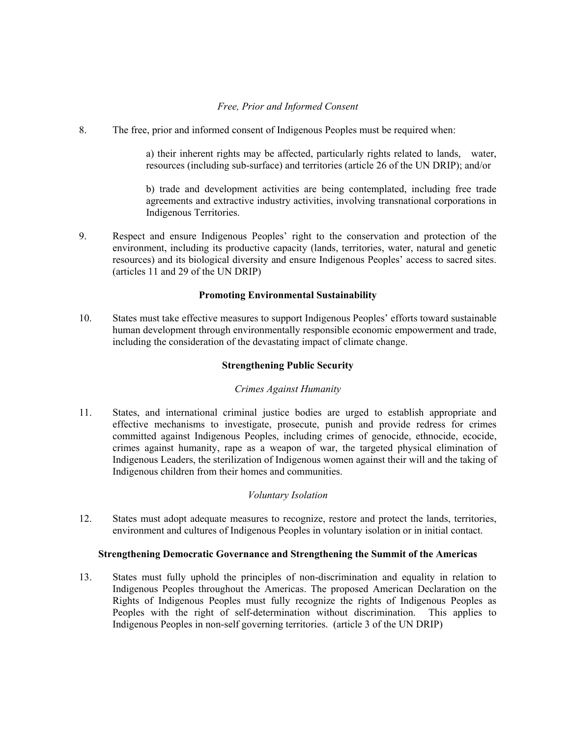*Free, Prior and Informed Consent*

8. The free, prior and informed consent of Indigenous Peoples must be required when:

   a) their inherent rights may be affected, particularly rights related to lands, water, resources (including sub-surface) and territories (article 26 of the UN DRIP); and/or

   b) trade and development activities are being contemplated, including free trade agreements and extractive industry activities, involving transnational corporations in Indigenous Territories.

9. Respect and ensure Indigenous Peoples' right to the conservation and protection of the environment, including its productive capacity (lands, territories, water, natural and genetic resources) and its biological diversity and ensure Indigenous Peoples' access to sacred sites. (articles 11 and 29 of the UN DRIP)

**Promoting Environmental Sustainability**

10. States must take effective measures to support Indigenous Peoples' efforts toward sustainable human development through environmentally responsible economic empowerment and trade, including the consideration of the devastating impact of climate change.

**Strengthening Public Security**

*Crimes Against Humanity*

11. States, and international criminal justice bodies are urged to establish appropriate and effective mechanisms to investigate, prosecute, punish and provide redress for crimes committed against Indigenous Peoples, including crimes of genocide, ethnocide, ecocide, crimes against humanity, rape as a weapon of war, the targeted physical elimination of Indigenous Leaders, the sterilization of Indigenous women against their will and the taking of Indigenous children from their homes and communities.

*Voluntary Isolation*

12. States must adopt adequate measures to recognize, restore and protect the lands, territories, environment and cultures of Indigenous Peoples in voluntary isolation or in initial contact.

**Strengthening Democratic Governance and Strengthening the Summit of the Americas**

13. States must fully uphold the principles of non-discrimination and equality in relation to Indigenous Peoples throughout the Americas. The proposed American Declaration on the Rights of Indigenous Peoples must fully recognize the rights of Indigenous Peoples as Peoples with the right of self-determination without discrimination. This applies to Indigenous Peoples in non-self governing territories. (article 3 of the UN DRIP)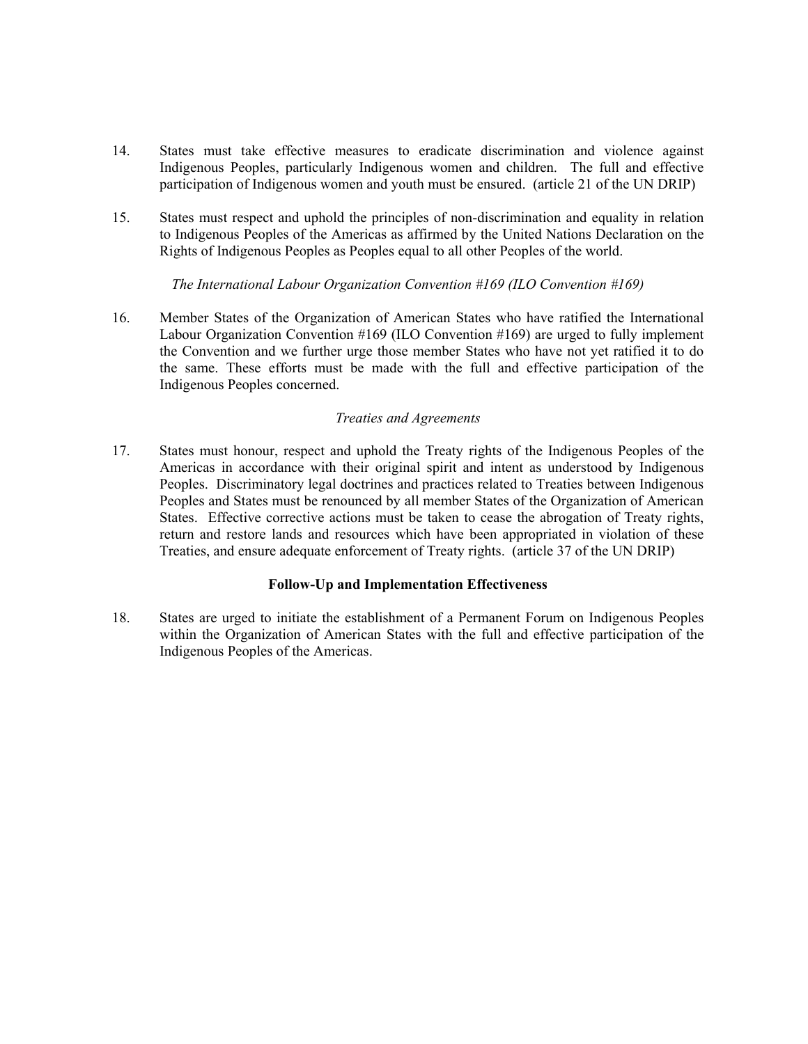14. States must take effective measures to eradicate discrimination and violence against Indigenous Peoples, particularly Indigenous women and children. The full and effective participation of Indigenous women and youth must be ensured. (article 21 of the UN DRIP)

15. States must respect and uphold the principles of non-discrimination and equality in relation to Indigenous Peoples of the Americas as affirmed by the United Nations Declaration on the Rights of Indigenous Peoples as Peoples equal to all other Peoples of the world.

*The International Labour Organization Convention #169 (ILO Convention #169)*

16. Member States of the Organization of American States who have ratified the International Labour Organization Convention #169 (ILO Convention #169) are urged to fully implement the Convention and we further urge those member States who have not yet ratified it to do the same. These efforts must be made with the full and effective participation of the Indigenous Peoples concerned.

*Treaties and Agreements*

17. States must honour, respect and uphold the Treaty rights of the Indigenous Peoples of the Americas in accordance with their original spirit and intent as understood by Indigenous Peoples. Discriminatory legal doctrines and practices related to Treaties between Indigenous Peoples and States must be renounced by all member States of the Organization of American States. Effective corrective actions must be taken to cease the abrogation of Treaty rights, return and restore lands and resources which have been appropriated in violation of these Treaties, and ensure adequate enforcement of Treaty rights. (article 37 of the UN DRIP)

**Follow-Up and Implementation Effectiveness**

18. States are urged to initiate the establishment of a Permanent Forum on Indigenous Peoples within the Organization of American States with the full and effective participation of the Indigenous Peoples of the Americas.